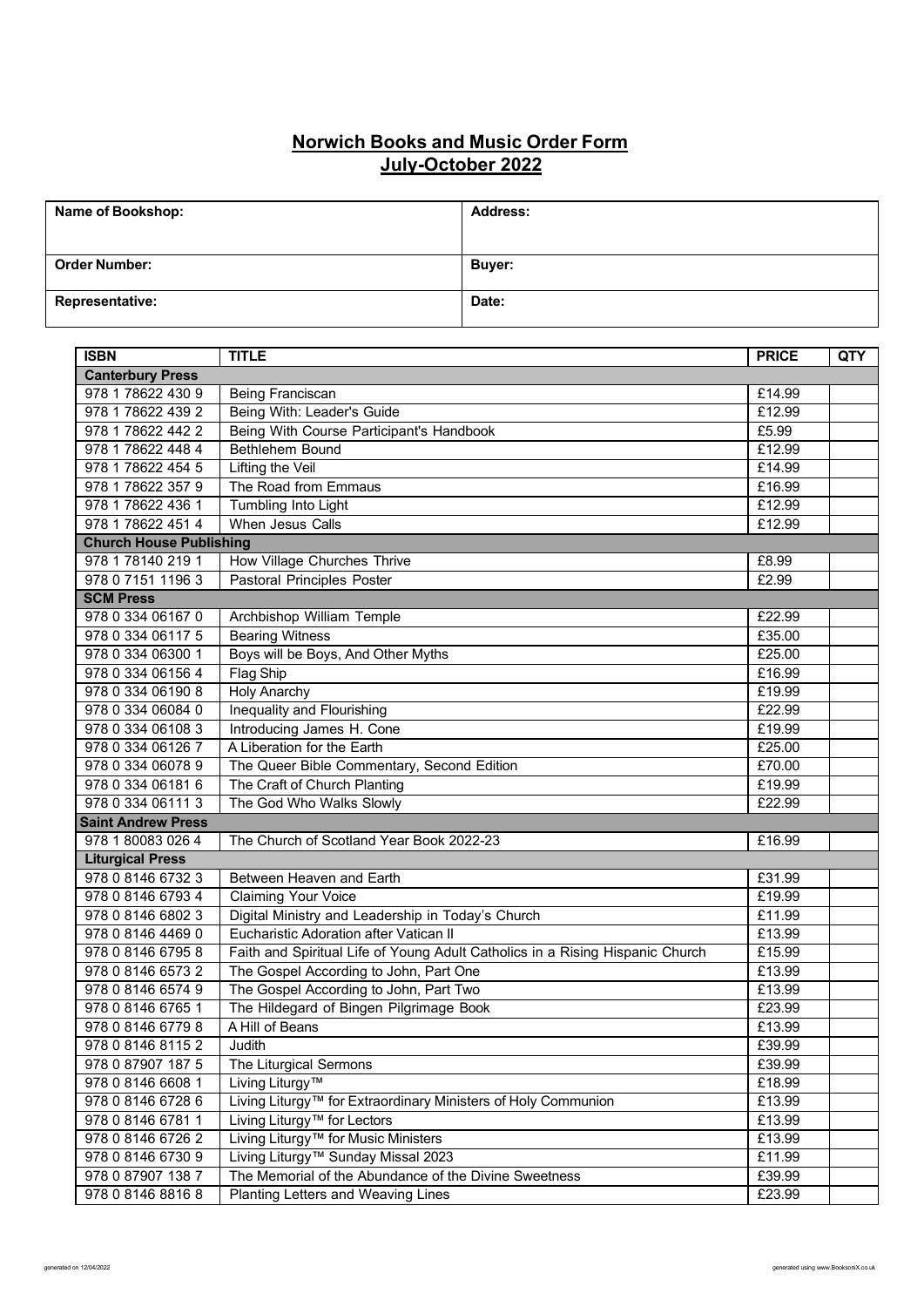# Norwich Books and Music Order Form
## July-October 2022

| Name of Bookshop: | Address: |
|---|---|
| Order Number: | Buyer: |
| Representative: | Date: |

| ISBN | TITLE | PRICE | QTY |
|---|---|---|---|
| **Canterbury Press** | | | |
| 978 1 78622 430 9 | Being Franciscan | £14.99 | |
| 978 1 78622 439 2 | Being With: Leader's Guide | £12.99 | |
| 978 1 78622 442 2 | Being With Course Participant's Handbook | £5.99 | |
| 978 1 78622 448 4 | Bethlehem Bound | £12.99 | |
| 978 1 78622 454 5 | Lifting the Veil | £14.99 | |
| 978 1 78622 357 9 | The Road from Emmaus | £16.99 | |
| 978 1 78622 436 1 | Tumbling Into Light | £12.99 | |
| 978 1 78622 451 4 | When Jesus Calls | £12.99 | |
| **Church House Publishing** | | | |
| 978 1 78140 219 1 | How Village Churches Thrive | £8.99 | |
| 978 0 7151 1196 3 | Pastoral Principles Poster | £2.99 | |
| **SCM Press** | | | |
| 978 0 334 06167 0 | Archbishop William Temple | £22.99 | |
| 978 0 334 06117 5 | Bearing Witness | £35.00 | |
| 978 0 334 06300 1 | Boys will be Boys, And Other Myths | £25.00 | |
| 978 0 334 06156 4 | Flag Ship | £16.99 | |
| 978 0 334 06190 8 | Holy Anarchy | £19.99 | |
| 978 0 334 06084 0 | Inequality and Flourishing | £22.99 | |
| 978 0 334 06108 3 | Introducing James H. Cone | £19.99 | |
| 978 0 334 06126 7 | A Liberation for the Earth | £25.00 | |
| 978 0 334 06078 9 | The Queer Bible Commentary, Second Edition | £70.00 | |
| 978 0 334 06181 6 | The Craft of Church Planting | £19.99 | |
| 978 0 334 06111 3 | The God Who Walks Slowly | £22.99 | |
| **Saint Andrew Press** | | | |
| 978 1 80083 026 4 | The Church of Scotland Year Book 2022-23 | £16.99 | |
| **Liturgical Press** | | | |
| 978 0 8146 6732 3 | Between Heaven and Earth | £31.99 | |
| 978 0 8146 6793 4 | Claiming Your Voice | £19.99 | |
| 978 0 8146 6802 3 | Digital Ministry and Leadership in Today's Church | £11.99 | |
| 978 0 8146 4469 0 | Eucharistic Adoration after Vatican II | £13.99 | |
| 978 0 8146 6795 8 | Faith and Spiritual Life of Young Adult Catholics in a Rising Hispanic Church | £15.99 | |
| 978 0 8146 6573 2 | The Gospel According to John, Part One | £13.99 | |
| 978 0 8146 6574 9 | The Gospel According to John, Part Two | £13.99 | |
| 978 0 8146 6765 1 | The Hildegard of Bingen Pilgrimage Book | £23.99 | |
| 978 0 8146 6779 8 | A Hill of Beans | £13.99 | |
| 978 0 8146 8115 2 | Judith | £39.99 | |
| 978 0 87907 187 5 | The Liturgical Sermons | £39.99 | |
| 978 0 8146 6608 1 | Living Liturgy™ | £18.99 | |
| 978 0 8146 6728 6 | Living Liturgy™ for Extraordinary Ministers of Holy Communion | £13.99 | |
| 978 0 8146 6781 1 | Living Liturgy™ for Lectors | £13.99 | |
| 978 0 8146 6726 2 | Living Liturgy™ for Music Ministers | £13.99 | |
| 978 0 8146 6730 9 | Living Liturgy™ Sunday Missal 2023 | £11.99 | |
| 978 0 87907 138 7 | The Memorial of the Abundance of the Divine Sweetness | £39.99 | |
| 978 0 8146 8816 8 | Planting Letters and Weaving Lines | £23.99 | |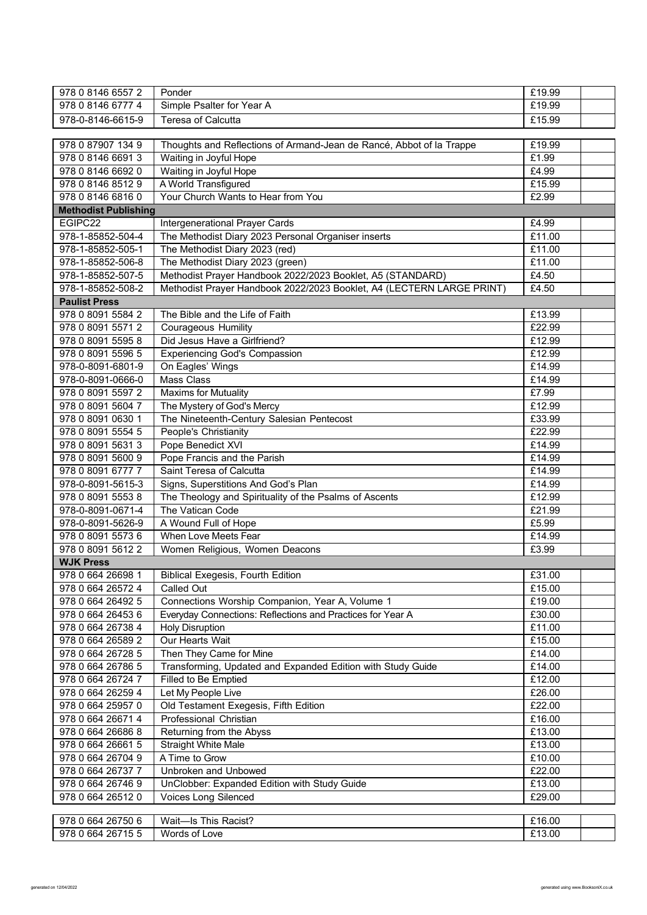| | | | |
|---|---|---|---|
| 978 0 8146 6557 2 | Ponder | £19.99 | |
| 978 0 8146 6777 4 | Simple Psalter for Year A | £19.99 | |
| 978-0-8146-6615-9 | Teresa of Calcutta | £15.99 | |

| | | | |
|---|---|---|---|
| 978 0 87907 134 9 | Thoughts and Reflections of Armand-Jean de Rancé, Abbot of la Trappe | £19.99 | |
| 978 0 8146 6691 3 | Waiting in Joyful Hope | £1.99 | |
| 978 0 8146 6692 0 | Waiting in Joyful Hope | £4.99 | |
| 978 0 8146 8512 9 | A World Transfigured | £15.99 | |
| 978 0 8146 6816 0 | Your Church Wants to Hear from You | £2.99 | |
| **Methodist Publishing** | | | |
| EGIPC22 | Intergenerational Prayer Cards | £4.99 | |
| 978-1-85852-504-4 | The Methodist Diary 2023 Personal Organiser inserts | £11.00 | |
| 978-1-85852-505-1 | The Methodist Diary 2023 (red) | £11.00 | |
| 978-1-85852-506-8 | The Methodist Diary 2023 (green) | £11.00 | |
| 978-1-85852-507-5 | Methodist Prayer Handbook 2022/2023 Booklet, A5 (STANDARD) | £4.50 | |
| 978-1-85852-508-2 | Methodist Prayer Handbook 2022/2023 Booklet, A4 (LECTERN LARGE PRINT) | £4.50 | |
| **Paulist Press** | | | |
| 978 0 8091 5584 2 | The Bible and the Life of Faith | £13.99 | |
| 978 0 8091 5571 2 | Courageous Humility | £22.99 | |
| 978 0 8091 5595 8 | Did Jesus Have a Girlfriend? | £12.99 | |
| 978 0 8091 5596 5 | Experiencing God's Compassion | £12.99 | |
| 978-0-8091-6801-9 | On Eagles' Wings | £14.99 | |
| 978-0-8091-0666-0 | Mass Class | £14.99 | |
| 978 0 8091 5597 2 | Maxims for Mutuality | £7.99 | |
| 978 0 8091 5604 7 | The Mystery of God's Mercy | £12.99 | |
| 978 0 8091 0630 1 | The Nineteenth-Century Salesian Pentecost | £33.99 | |
| 978 0 8091 5554 5 | People's Christianity | £22.99 | |
| 978 0 8091 5631 3 | Pope Benedict XVI | £14.99 | |
| 978 0 8091 5600 9 | Pope Francis and the Parish | £14.99 | |
| 978 0 8091 6777 7 | Saint Teresa of Calcutta | £14.99 | |
| 978-0-8091-5615-3 | Signs, Superstitions And God's Plan | £14.99 | |
| 978 0 8091 5553 8 | The Theology and Spirituality of the Psalms of Ascents | £12.99 | |
| 978-0-8091-0671-4 | The Vatican Code | £21.99 | |
| 978-0-8091-5626-9 | A Wound Full of Hope | £5.99 | |
| 978 0 8091 5573 6 | When Love Meets Fear | £14.99 | |
| 978 0 8091 5612 2 | Women Religious, Women Deacons | £3.99 | |
| **WJK Press** | | | |
| 978 0 664 26698 1 | Biblical Exegesis, Fourth Edition | £31.00 | |
| 978 0 664 26572 4 | Called Out | £15.00 | |
| 978 0 664 26492 5 | Connections Worship Companion, Year A, Volume 1 | £19.00 | |
| 978 0 664 26453 6 | Everyday Connections: Reflections and Practices for Year A | £30.00 | |
| 978 0 664 26738 4 | Holy Disruption | £11.00 | |
| 978 0 664 26589 2 | Our Hearts Wait | £15.00 | |
| 978 0 664 26728 5 | Then They Came for Mine | £14.00 | |
| 978 0 664 26786 5 | Transforming, Updated and Expanded Edition with Study Guide | £14.00 | |
| 978 0 664 26724 7 | Filled to Be Emptied | £12.00 | |
| 978 0 664 26259 4 | Let My People Live | £26.00 | |
| 978 0 664 25957 0 | Old Testament Exegesis, Fifth Edition | £22.00 | |
| 978 0 664 26671 4 | Professional Christian | £16.00 | |
| 978 0 664 26686 8 | Returning from the Abyss | £13.00 | |
| 978 0 664 26661 5 | Straight White Male | £13.00 | |
| 978 0 664 26704 9 | A Time to Grow | £10.00 | |
| 978 0 664 26737 7 | Unbroken and Unbowed | £22.00 | |
| 978 0 664 26746 9 | UnClobber: Expanded Edition with Study Guide | £13.00 | |
| 978 0 664 26512 0 | Voices Long Silenced | £29.00 | |

| | | | |
|---|---|---|---|
| 978 0 664 26750 6 | Wait—Is This Racist? | £16.00 | |
| 978 0 664 26715 5 | Words of Love | £13.00 | |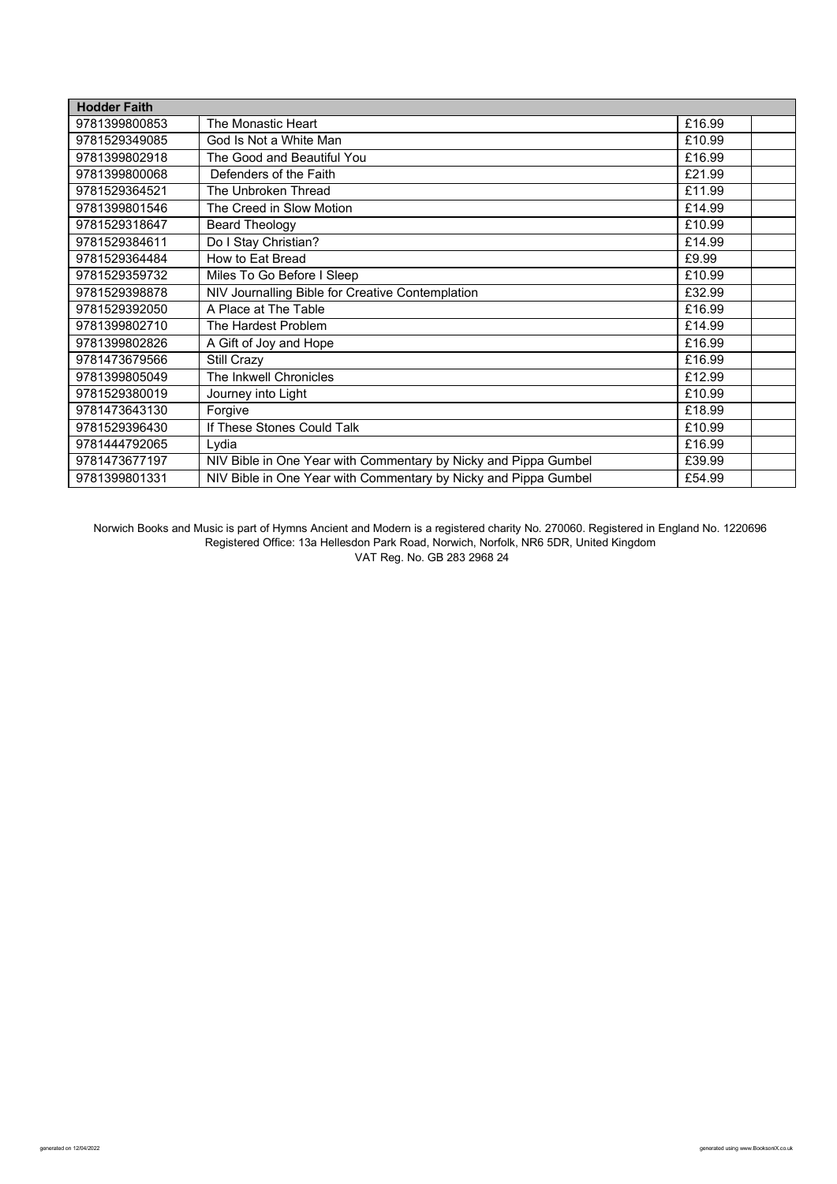| Hodder Faith | | | |
|---|---|---|---|
| 9781399800853 | The Monastic Heart | £16.99 | |
| 9781529349085 | God Is Not a White Man | £10.99 | |
| 9781399802918 | The Good and Beautiful You | £16.99 | |
| 9781399800068 | Defenders of the Faith | £21.99 | |
| 9781529364521 | The Unbroken Thread | £11.99 | |
| 9781399801546 | The Creed in Slow Motion | £14.99 | |
| 9781529318647 | Beard Theology | £10.99 | |
| 9781529384611 | Do I Stay Christian? | £14.99 | |
| 9781529364484 | How to Eat Bread | £9.99 | |
| 9781529359732 | Miles To Go Before I Sleep | £10.99 | |
| 9781529398878 | NIV Journalling Bible for Creative Contemplation | £32.99 | |
| 9781529392050 | A Place at The Table | £16.99 | |
| 9781399802710 | The Hardest Problem | £14.99 | |
| 9781399802826 | A Gift of Joy and Hope | £16.99 | |
| 9781473679566 | Still Crazy | £16.99 | |
| 9781399805049 | The Inkwell Chronicles | £12.99 | |
| 9781529380019 | Journey into Light | £10.99 | |
| 9781473643130 | Forgive | £18.99 | |
| 9781529396430 | If These Stones Could Talk | £10.99 | |
| 9781444792065 | Lydia | £16.99 | |
| 9781473677197 | NIV Bible in One Year with Commentary by Nicky and Pippa Gumbel | £39.99 | |
| 9781399801331 | NIV Bible in One Year with Commentary by Nicky and Pippa Gumbel | £54.99 | |

Norwich Books and Music is part of Hymns Ancient and Modern is a registered charity No. 270060. Registered in England No. 1220696
Registered Office: 13a Hellesdon Park Road, Norwich, Norfolk, NR6 5DR, United Kingdom
VAT Reg. No. GB 283 2968 24

generated on 12/04/2022

generated using www.BooksoniX.co.uk